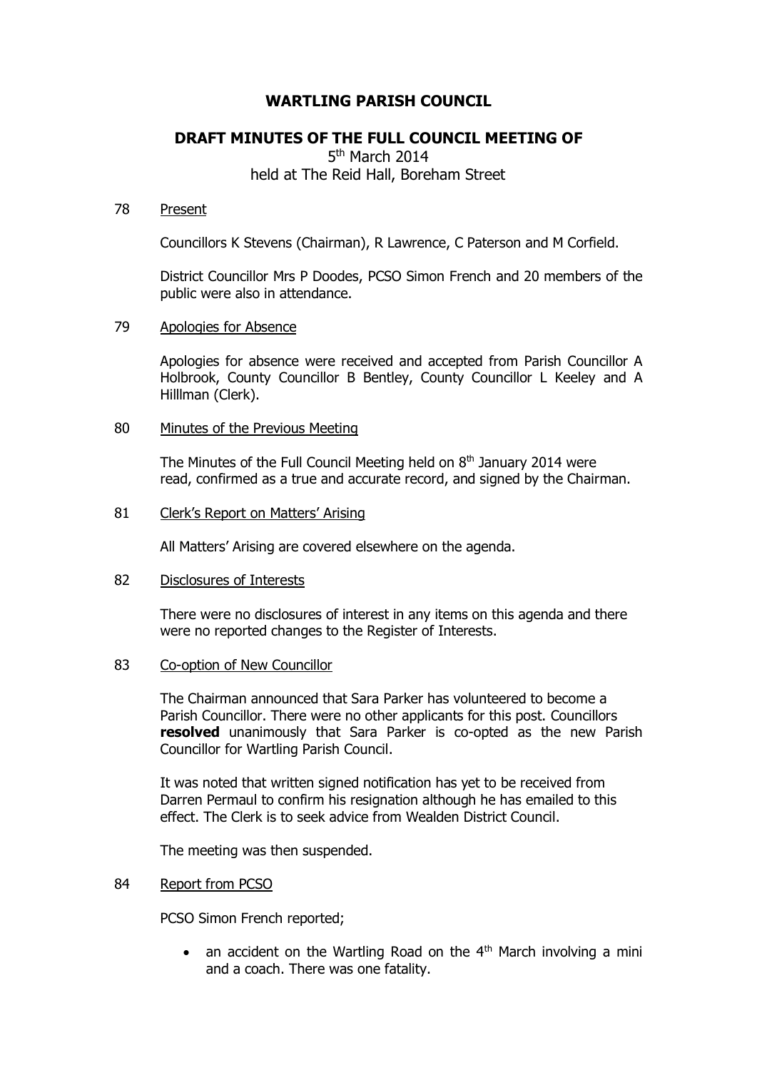# WARTLING PARISH COUNCIL

## DRAFT MINUTES OF THE FULL COUNCIL MEETING OF

5th March 2014
held at The Reid Hall, Boreham Street

78 Present

Councillors K Stevens (Chairman), R Lawrence, C Paterson and M Corfield.

District Councillor Mrs P Doodes, PCSO Simon French and 20 members of the public were also in attendance.

79 Apologies for Absence

Apologies for absence were received and accepted from Parish Councillor A Holbrook, County Councillor B Bentley, County Councillor L Keeley and A Hilllman (Clerk).

80 Minutes of the Previous Meeting

The Minutes of the Full Council Meeting held on 8th January 2014 were read, confirmed as a true and accurate record, and signed by the Chairman.

81 Clerk's Report on Matters' Arising

All Matters' Arising are covered elsewhere on the agenda.

82 Disclosures of Interests

There were no disclosures of interest in any items on this agenda and there were no reported changes to the Register of Interests.

83 Co-option of New Councillor

The Chairman announced that Sara Parker has volunteered to become a Parish Councillor. There were no other applicants for this post. Councillors **resolved** unanimously that Sara Parker is co-opted as the new Parish Councillor for Wartling Parish Council.

It was noted that written signed notification has yet to be received from Darren Permaul to confirm his resignation although he has emailed to this effect. The Clerk is to seek advice from Wealden District Council.

The meeting was then suspended.

84 Report from PCSO

PCSO Simon French reported;

- an accident on the Wartling Road on the 4th March involving a mini and a coach. There was one fatality.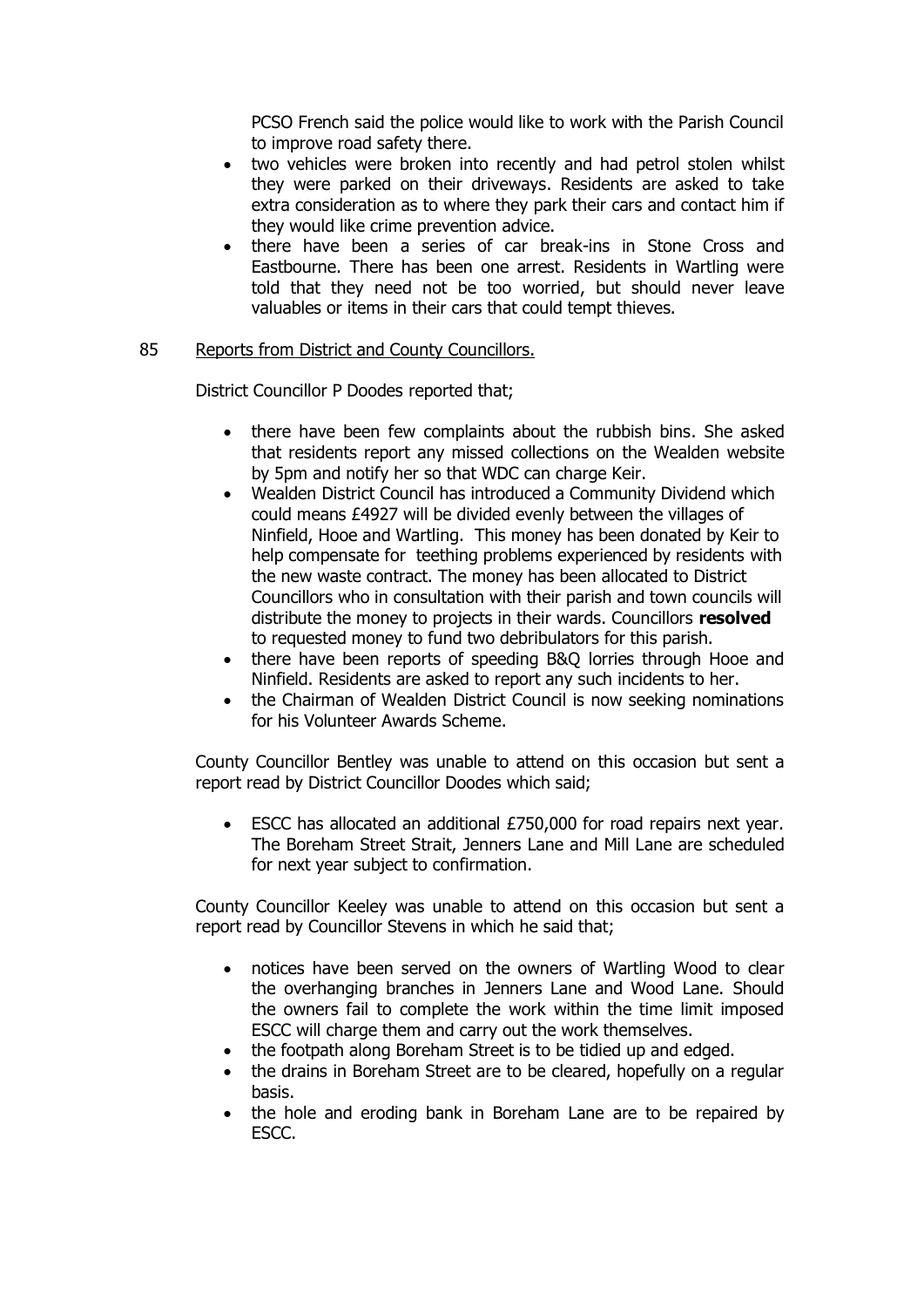PCSO French said the police would like to work with the Parish Council to improve road safety there.

- two vehicles were broken into recently and had petrol stolen whilst they were parked on their driveways. Residents are asked to take extra consideration as to where they park their cars and contact him if they would like crime prevention advice.
- there have been a series of car break-ins in Stone Cross and Eastbourne. There has been one arrest. Residents in Wartling were told that they need not be too worried, but should never leave valuables or items in their cars that could tempt thieves.

85 Reports from District and County Councillors.

District Councillor P Doodes reported that;

- there have been few complaints about the rubbish bins. She asked that residents report any missed collections on the Wealden website by 5pm and notify her so that WDC can charge Keir.
- Wealden District Council has introduced a Community Dividend which could means £4927 will be divided evenly between the villages of Ninfield, Hooe and Wartling. This money has been donated by Keir to help compensate for teething problems experienced by residents with the new waste contract. The money has been allocated to District Councillors who in consultation with their parish and town councils will distribute the money to projects in their wards. Councillors **resolved** to requested money to fund two debribulators for this parish.
- there have been reports of speeding B&Q lorries through Hooe and Ninfield. Residents are asked to report any such incidents to her.
- the Chairman of Wealden District Council is now seeking nominations for his Volunteer Awards Scheme.

County Councillor Bentley was unable to attend on this occasion but sent a report read by District Councillor Doodes which said;

- ESCC has allocated an additional £750,000 for road repairs next year. The Boreham Street Strait, Jenners Lane and Mill Lane are scheduled for next year subject to confirmation.

County Councillor Keeley was unable to attend on this occasion but sent a report read by Councillor Stevens in which he said that;

- notices have been served on the owners of Wartling Wood to clear the overhanging branches in Jenners Lane and Wood Lane. Should the owners fail to complete the work within the time limit imposed ESCC will charge them and carry out the work themselves.
- the footpath along Boreham Street is to be tidied up and edged.
- the drains in Boreham Street are to be cleared, hopefully on a regular basis.
- the hole and eroding bank in Boreham Lane are to be repaired by ESCC.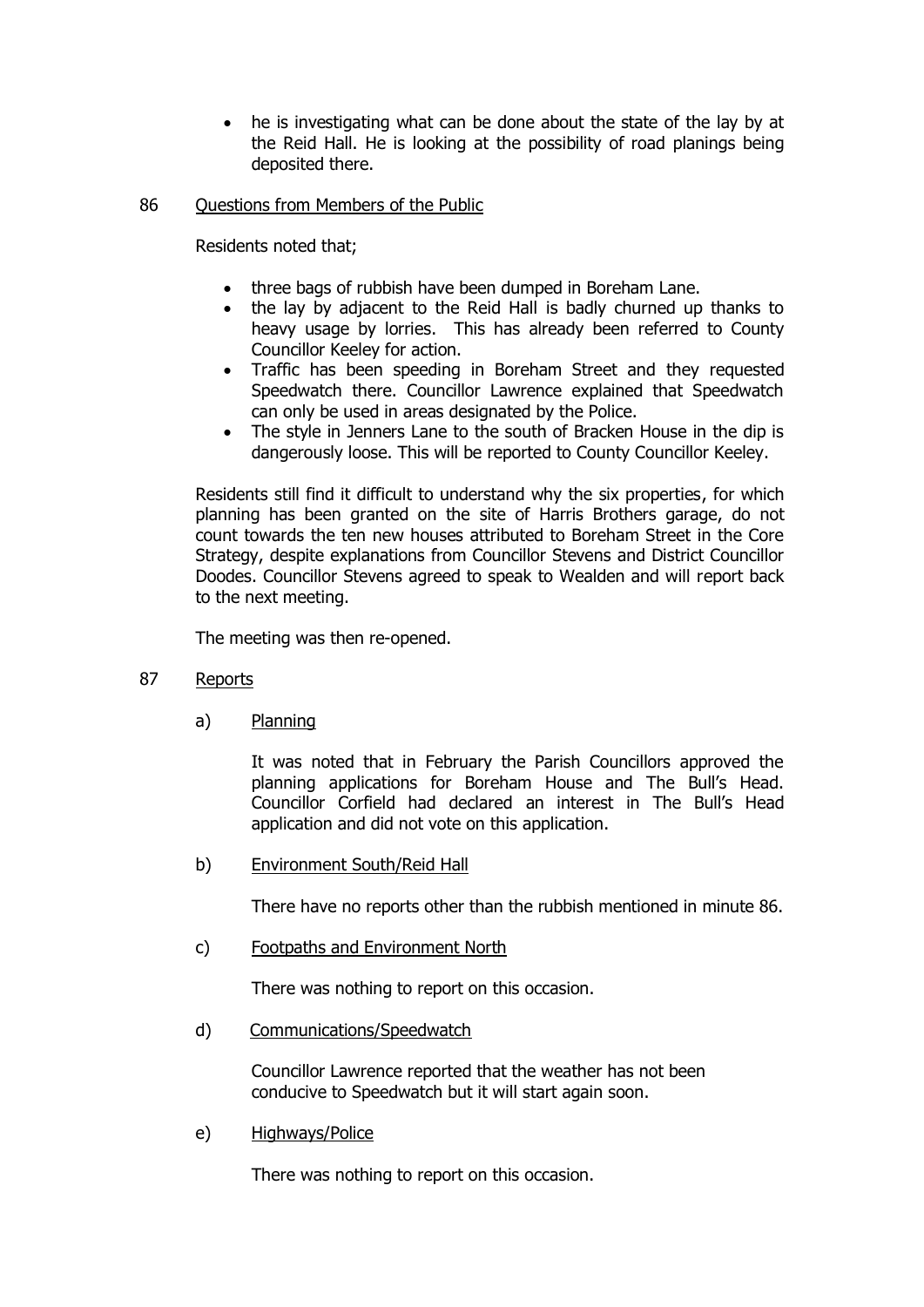- he is investigating what can be done about the state of the lay by at the Reid Hall. He is looking at the possibility of road planings being deposited there.

86 Questions from Members of the Public

Residents noted that;

- three bags of rubbish have been dumped in Boreham Lane.
- the lay by adjacent to the Reid Hall is badly churned up thanks to heavy usage by lorries. This has already been referred to County Councillor Keeley for action.
- Traffic has been speeding in Boreham Street and they requested Speedwatch there. Councillor Lawrence explained that Speedwatch can only be used in areas designated by the Police.
- The style in Jenners Lane to the south of Bracken House in the dip is dangerously loose. This will be reported to County Councillor Keeley.

Residents still find it difficult to understand why the six properties, for which planning has been granted on the site of Harris Brothers garage, do not count towards the ten new houses attributed to Boreham Street in the Core Strategy, despite explanations from Councillor Stevens and District Councillor Doodes. Councillor Stevens agreed to speak to Wealden and will report back to the next meeting.

The meeting was then re-opened.

87 Reports

a) Planning

It was noted that in February the Parish Councillors approved the planning applications for Boreham House and The Bull's Head. Councillor Corfield had declared an interest in The Bull's Head application and did not vote on this application.

b) Environment South/Reid Hall

There have no reports other than the rubbish mentioned in minute 86.

c) Footpaths and Environment North

There was nothing to report on this occasion.

d) Communications/Speedwatch

Councillor Lawrence reported that the weather has not been conducive to Speedwatch but it will start again soon.

e) Highways/Police

There was nothing to report on this occasion.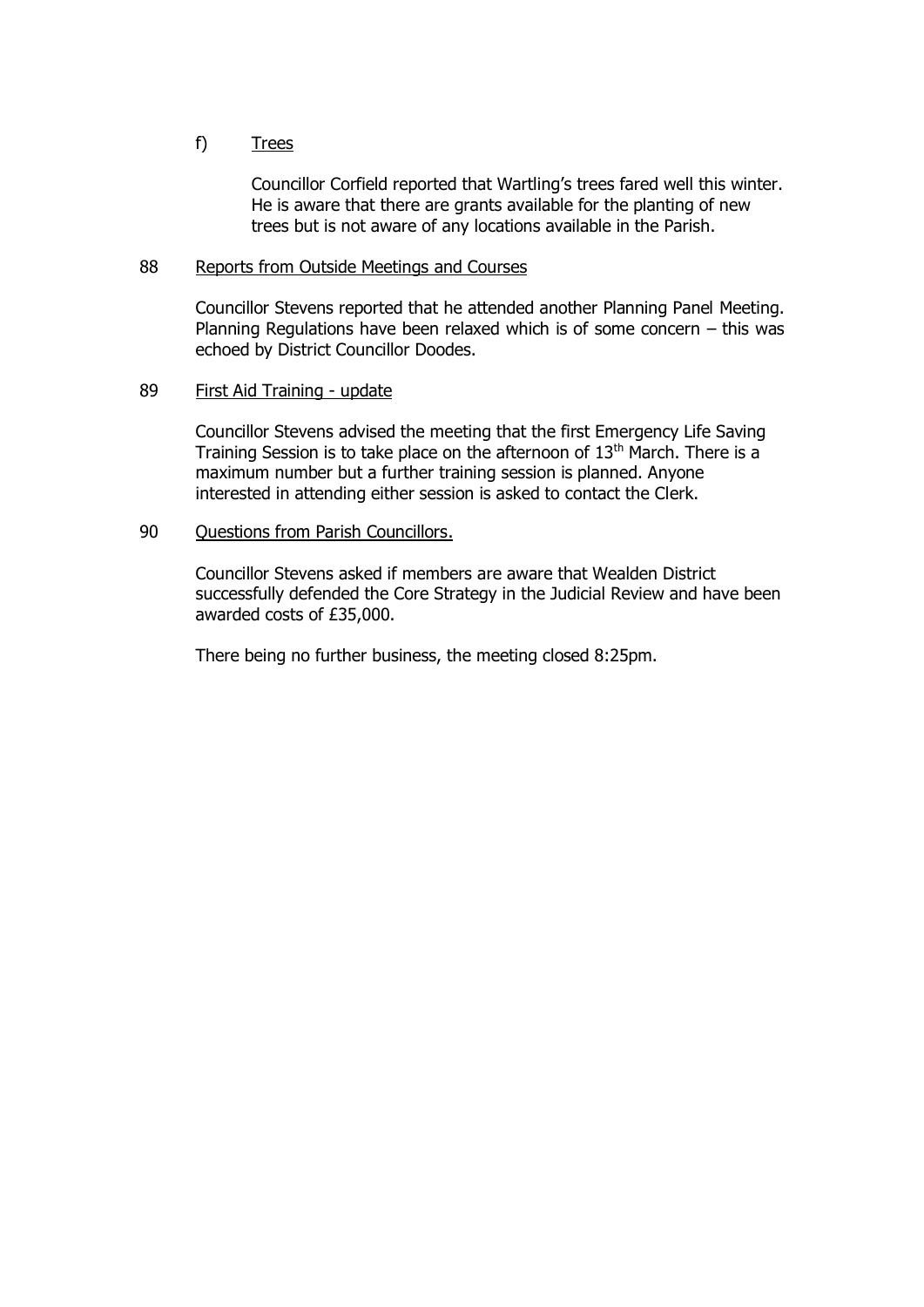f) Trees

Councillor Corfield reported that Wartling's trees fared well this winter. He is aware that there are grants available for the planting of new trees but is not aware of any locations available in the Parish.

88 Reports from Outside Meetings and Courses

Councillor Stevens reported that he attended another Planning Panel Meeting. Planning Regulations have been relaxed which is of some concern – this was echoed by District Councillor Doodes.

89 First Aid Training - update

Councillor Stevens advised the meeting that the first Emergency Life Saving Training Session is to take place on the afternoon of 13th March. There is a maximum number but a further training session is planned. Anyone interested in attending either session is asked to contact the Clerk.

90 Questions from Parish Councillors.

Councillor Stevens asked if members are aware that Wealden District successfully defended the Core Strategy in the Judicial Review and have been awarded costs of £35,000.

There being no further business, the meeting closed 8:25pm.